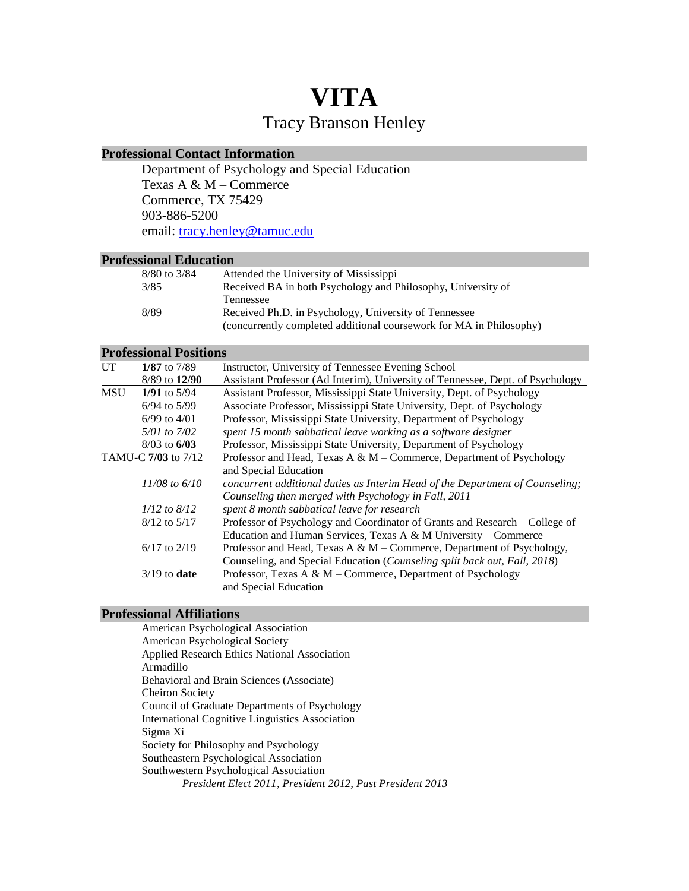# VITA

Tracy Branson Henley

## Professional Contact Information

Department of Psychology and Special Education
Texas A & M – Commerce
Commerce, TX 75429
903-886-5200
email: tracy.henley@tamuc.edu

## Professional Education

| | |
|---|---|
| 8/80 to 3/84 | Attended the University of Mississippi |
| 3/85 | Received BA in both Psychology and Philosophy, University of Tennessee |
| 8/89 | Received Ph.D. in Psychology, University of Tennessee (concurrently completed additional coursework for MA in Philosophy) |

## Professional Positions

| | | |
|---|---|---|
| UT | **1/87** to 7/89 | Instructor, University of Tennessee Evening School |
| | 8/89 to **12/90** | Assistant Professor (Ad Interim), University of Tennessee, Dept. of Psychology |
| MSU | **1/91** to 5/94 | Assistant Professor, Mississippi State University, Dept. of Psychology |
| | 6/94 to 5/99 | Associate Professor, Mississippi State University, Dept. of Psychology |
| | 6/99 to 4/01 | Professor, Mississippi State University, Department of Psychology |
| | *5/01 to 7/02* | *spent 15 month sabbatical leave working as a software designer* |
| | 8/03 to **6/03** | Professor, Mississippi State University, Department of Psychology |
| TAMU-C | **7/03** to 7/12 | Professor and Head, Texas A & M – Commerce, Department of Psychology and Special Education |
| | *11/08 to 6/10* | *concurrent additional duties as Interim Head of the Department of Counseling; Counseling then merged with Psychology in Fall, 2011* |
| | *1/12 to 8/12* | *spent 8 month sabbatical leave for research* |
| | 8/12 to 5/17 | Professor of Psychology and Coordinator of Grants and Research – College of Education and Human Services, Texas A & M University – Commerce |
| | 6/17 to 2/19 | Professor and Head, Texas A & M – Commerce, Department of Psychology, Counseling, and Special Education (*Counseling split back out, Fall, 2018*) |
| | 3/19 to **date** | Professor, Texas A & M – Commerce, Department of Psychology and Special Education |

## Professional Affiliations

American Psychological Association
American Psychological Society
Applied Research Ethics National Association
Armadillo
Behavioral and Brain Sciences (Associate)
Cheiron Society
Council of Graduate Departments of Psychology
International Cognitive Linguistics Association
Sigma Xi
Society for Philosophy and Psychology
Southeastern Psychological Association
Southwestern Psychological Association
*President Elect 2011, President 2012, Past President 2013*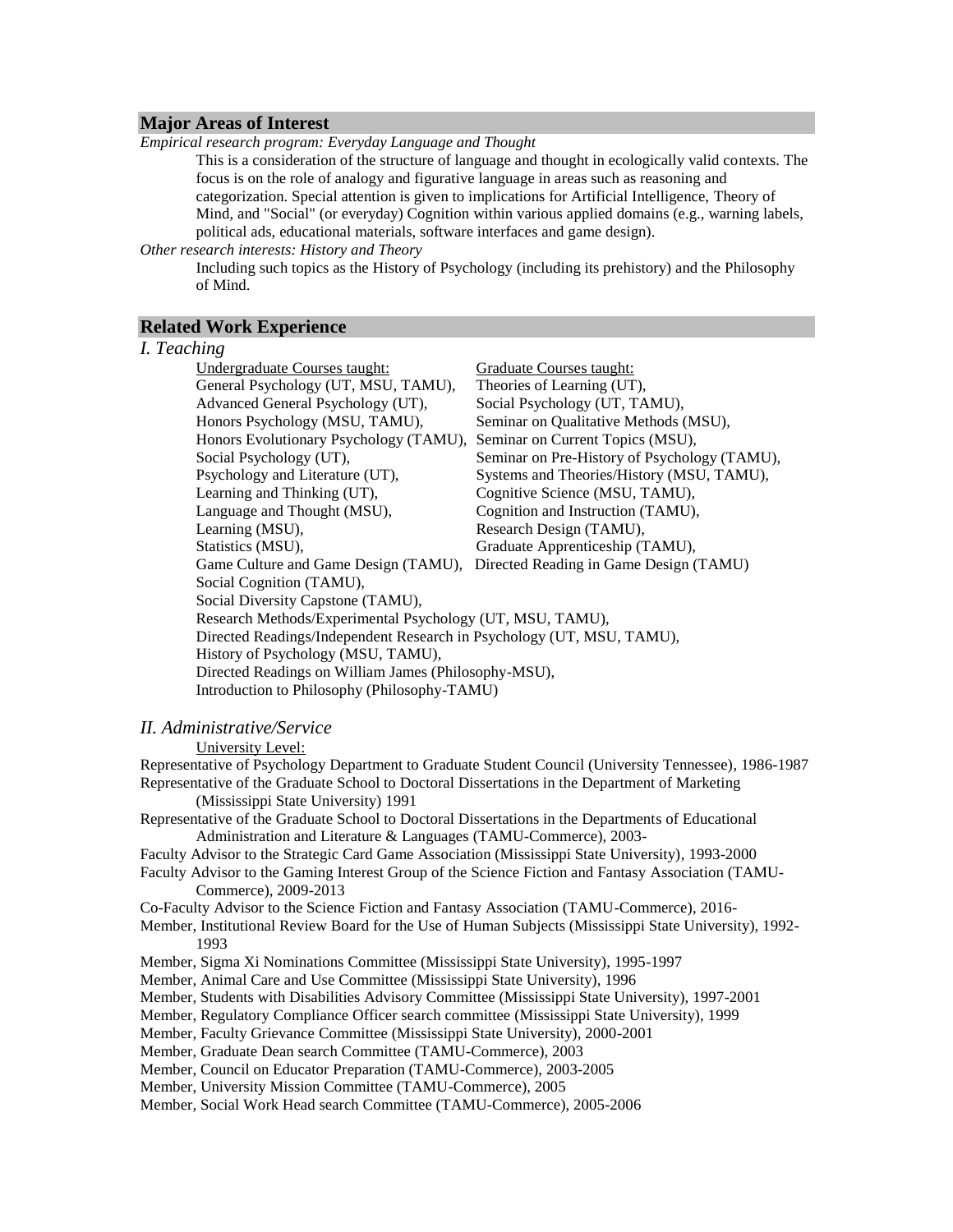## Major Areas of Interest

*Empirical research program: Everyday Language and Thought*

This is a consideration of the structure of language and thought in ecologically valid contexts. The focus is on the role of analogy and figurative language in areas such as reasoning and categorization. Special attention is given to implications for Artificial Intelligence, Theory of Mind, and "Social" (or everyday) Cognition within various applied domains (e.g., warning labels, political ads, educational materials, software interfaces and game design).

*Other research interests: History and Theory*

Including such topics as the History of Psychology (including its prehistory) and the Philosophy of Mind.

## Related Work Experience

### *I. Teaching*

Undergraduate Courses taught:

- General Psychology (UT, MSU, TAMU),
- Advanced General Psychology (UT),
- Honors Psychology (MSU, TAMU),
- Honors Evolutionary Psychology (TAMU),
- Social Psychology (UT),
- Psychology and Literature (UT),
- Learning and Thinking (UT),
- Language and Thought (MSU),
- Learning (MSU),
- Statistics (MSU),
- Game Culture and Game Design (TAMU),
- Social Cognition (TAMU),
- Social Diversity Capstone (TAMU),
- Research Methods/Experimental Psychology (UT, MSU, TAMU),
- Directed Readings/Independent Research in Psychology (UT, MSU, TAMU),
- History of Psychology (MSU, TAMU),
- Directed Readings on William James (Philosophy-MSU),
- Introduction to Philosophy (Philosophy-TAMU)

Graduate Courses taught:

- Theories of Learning (UT),
- Social Psychology (UT, TAMU),
- Seminar on Qualitative Methods (MSU),
- Seminar on Current Topics (MSU),
- Seminar on Pre-History of Psychology (TAMU),
- Systems and Theories/History (MSU, TAMU),
- Cognitive Science (MSU, TAMU),
- Cognition and Instruction (TAMU),
- Research Design (TAMU),
- Graduate Apprenticeship (TAMU),
- Directed Reading in Game Design (TAMU)

### *II. Administrative/Service*

University Level:

Representative of Psychology Department to Graduate Student Council (University Tennessee), 1986-1987

Representative of the Graduate School to Doctoral Dissertations in the Department of Marketing (Mississippi State University) 1991

Representative of the Graduate School to Doctoral Dissertations in the Departments of Educational Administration and Literature & Languages (TAMU-Commerce), 2003-

Faculty Advisor to the Strategic Card Game Association (Mississippi State University), 1993-2000

Faculty Advisor to the Gaming Interest Group of the Science Fiction and Fantasy Association (TAMU-Commerce), 2009-2013

Co-Faculty Advisor to the Science Fiction and Fantasy Association (TAMU-Commerce), 2016-

Member, Institutional Review Board for the Use of Human Subjects (Mississippi State University), 1992-1993

Member, Sigma Xi Nominations Committee (Mississippi State University), 1995-1997

Member, Animal Care and Use Committee (Mississippi State University), 1996

Member, Students with Disabilities Advisory Committee (Mississippi State University), 1997-2001

Member, Regulatory Compliance Officer search committee (Mississippi State University), 1999

Member, Faculty Grievance Committee (Mississippi State University), 2000-2001

Member, Graduate Dean search Committee (TAMU-Commerce), 2003

Member, Council on Educator Preparation (TAMU-Commerce), 2003-2005

Member, University Mission Committee (TAMU-Commerce), 2005

Member, Social Work Head search Committee (TAMU-Commerce), 2005-2006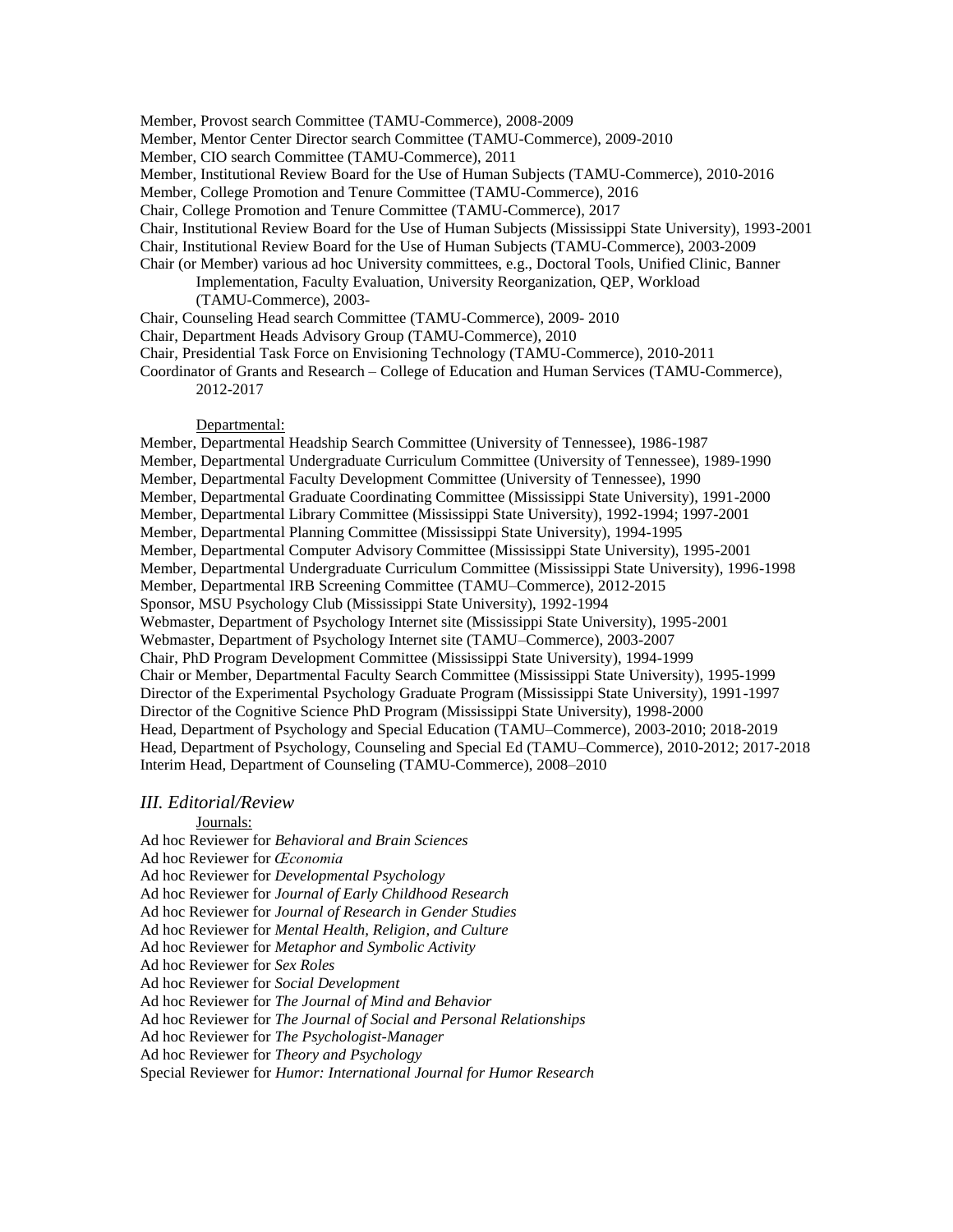Member, Provost search Committee (TAMU-Commerce), 2008-2009
Member, Mentor Center Director search Committee (TAMU-Commerce), 2009-2010
Member, CIO search Committee (TAMU-Commerce), 2011
Member, Institutional Review Board for the Use of Human Subjects (TAMU-Commerce), 2010-2016
Member, College Promotion and Tenure Committee (TAMU-Commerce), 2016
Chair, College Promotion and Tenure Committee (TAMU-Commerce), 2017
Chair, Institutional Review Board for the Use of Human Subjects (Mississippi State University), 1993-2001
Chair, Institutional Review Board for the Use of Human Subjects (TAMU-Commerce), 2003-2009
Chair (or Member) various ad hoc University committees, e.g., Doctoral Tools, Unified Clinic, Banner Implementation, Faculty Evaluation, University Reorganization, QEP, Workload (TAMU-Commerce), 2003-
Chair, Counseling Head search Committee (TAMU-Commerce), 2009- 2010
Chair, Department Heads Advisory Group (TAMU-Commerce), 2010
Chair, Presidential Task Force on Envisioning Technology (TAMU-Commerce), 2010-2011
Coordinator of Grants and Research – College of Education and Human Services (TAMU-Commerce), 2012-2017

Departmental:

Member, Departmental Headship Search Committee (University of Tennessee), 1986-1987
Member, Departmental Undergraduate Curriculum Committee (University of Tennessee), 1989-1990
Member, Departmental Faculty Development Committee (University of Tennessee), 1990
Member, Departmental Graduate Coordinating Committee (Mississippi State University), 1991-2000
Member, Departmental Library Committee (Mississippi State University), 1992-1994; 1997-2001
Member, Departmental Planning Committee (Mississippi State University), 1994-1995
Member, Departmental Computer Advisory Committee (Mississippi State University), 1995-2001
Member, Departmental Undergraduate Curriculum Committee (Mississippi State University), 1996-1998
Member, Departmental IRB Screening Committee (TAMU–Commerce), 2012-2015
Sponsor, MSU Psychology Club (Mississippi State University), 1992-1994
Webmaster, Department of Psychology Internet site (Mississippi State University), 1995-2001
Webmaster, Department of Psychology Internet site (TAMU–Commerce), 2003-2007
Chair, PhD Program Development Committee (Mississippi State University), 1994-1999
Chair or Member, Departmental Faculty Search Committee (Mississippi State University), 1995-1999
Director of the Experimental Psychology Graduate Program (Mississippi State University), 1991-1997
Director of the Cognitive Science PhD Program (Mississippi State University), 1998-2000
Head, Department of Psychology and Special Education (TAMU–Commerce), 2003-2010; 2018-2019
Head, Department of Psychology, Counseling and Special Ed (TAMU–Commerce), 2010-2012; 2017-2018
Interim Head, Department of Counseling (TAMU-Commerce), 2008–2010

### *III. Editorial/Review*

Journals:

Ad hoc Reviewer for *Behavioral and Brain Sciences*
Ad hoc Reviewer for *Œconomia*
Ad hoc Reviewer for *Developmental Psychology*
Ad hoc Reviewer for *Journal of Early Childhood Research*
Ad hoc Reviewer for *Journal of Research in Gender Studies*
Ad hoc Reviewer for *Mental Health, Religion, and Culture*
Ad hoc Reviewer for *Metaphor and Symbolic Activity*
Ad hoc Reviewer for *Sex Roles*
Ad hoc Reviewer for *Social Development*
Ad hoc Reviewer for *The Journal of Mind and Behavior*
Ad hoc Reviewer for *The Journal of Social and Personal Relationships*
Ad hoc Reviewer for *The Psychologist-Manager*
Ad hoc Reviewer for *Theory and Psychology*
Special Reviewer for *Humor: International Journal for Humor Research*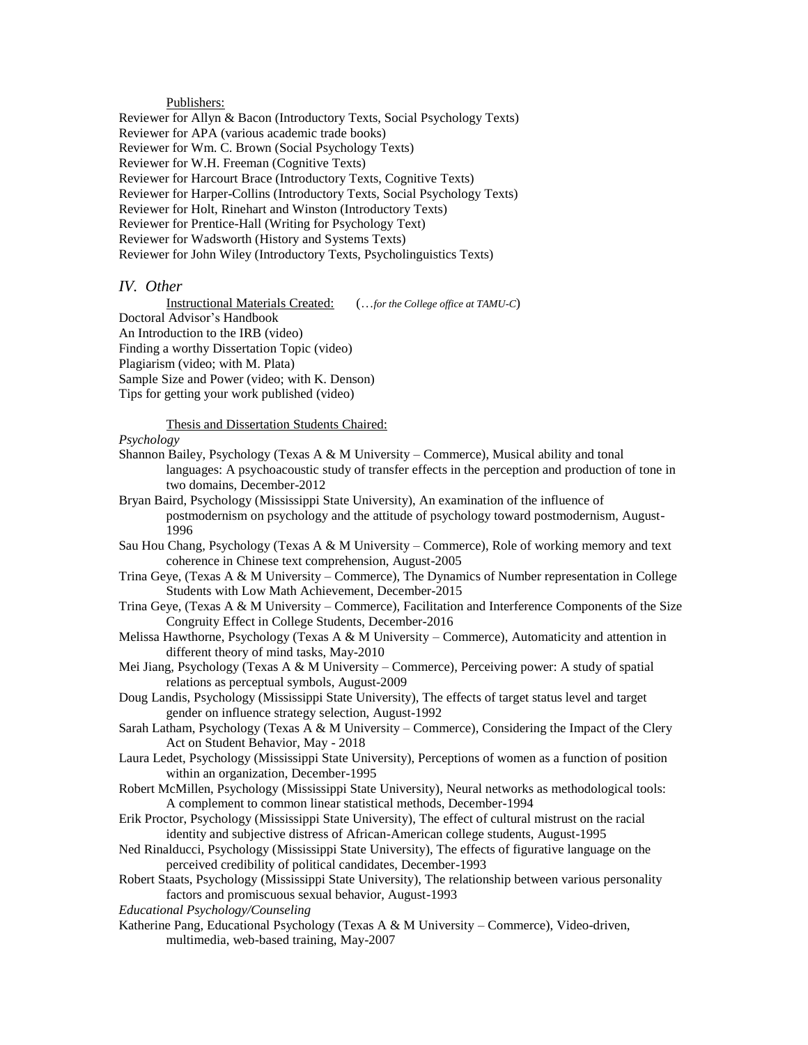Publishers:

Reviewer for Allyn & Bacon (Introductory Texts, Social Psychology Texts)
Reviewer for APA (various academic trade books)
Reviewer for Wm. C. Brown (Social Psychology Texts)
Reviewer for W.H. Freeman (Cognitive Texts)
Reviewer for Harcourt Brace (Introductory Texts, Cognitive Texts)
Reviewer for Harper-Collins (Introductory Texts, Social Psychology Texts)
Reviewer for Holt, Rinehart and Winston (Introductory Texts)
Reviewer for Prentice-Hall (Writing for Psychology Text)
Reviewer for Wadsworth (History and Systems Texts)
Reviewer for John Wiley (Introductory Texts, Psycholinguistics Texts)

## *IV. Other*

Instructional Materials Created: (…*for the College office at TAMU-C*)

Doctoral Advisor's Handbook
An Introduction to the IRB (video)
Finding a worthy Dissertation Topic (video)
Plagiarism (video; with M. Plata)
Sample Size and Power (video; with K. Denson)
Tips for getting your work published (video)

Thesis and Dissertation Students Chaired:

*Psychology*

Shannon Bailey, Psychology (Texas A & M University – Commerce), Musical ability and tonal languages: A psychoacoustic study of transfer effects in the perception and production of tone in two domains, December-2012

Bryan Baird, Psychology (Mississippi State University), An examination of the influence of postmodernism on psychology and the attitude of psychology toward postmodernism, August-1996

Sau Hou Chang, Psychology (Texas A & M University – Commerce), Role of working memory and text coherence in Chinese text comprehension, August-2005

Trina Geye, (Texas A & M University – Commerce), The Dynamics of Number representation in College Students with Low Math Achievement, December-2015

Trina Geye, (Texas A & M University – Commerce), Facilitation and Interference Components of the Size Congruity Effect in College Students, December-2016

Melissa Hawthorne, Psychology (Texas A & M University – Commerce), Automaticity and attention in different theory of mind tasks, May-2010

Mei Jiang, Psychology (Texas A & M University – Commerce), Perceiving power: A study of spatial relations as perceptual symbols, August-2009

Doug Landis, Psychology (Mississippi State University), The effects of target status level and target gender on influence strategy selection, August-1992

Sarah Latham, Psychology (Texas A & M University – Commerce), Considering the Impact of the Clery Act on Student Behavior, May - 2018

Laura Ledet, Psychology (Mississippi State University), Perceptions of women as a function of position within an organization, December-1995

Robert McMillen, Psychology (Mississippi State University), Neural networks as methodological tools: A complement to common linear statistical methods, December-1994

Erik Proctor, Psychology (Mississippi State University), The effect of cultural mistrust on the racial identity and subjective distress of African-American college students, August-1995

Ned Rinalducci, Psychology (Mississippi State University), The effects of figurative language on the perceived credibility of political candidates, December-1993

Robert Staats, Psychology (Mississippi State University), The relationship between various personality factors and promiscuous sexual behavior, August-1993

*Educational Psychology/Counseling*

Katherine Pang, Educational Psychology (Texas A & M University – Commerce), Video-driven, multimedia, web-based training, May-2007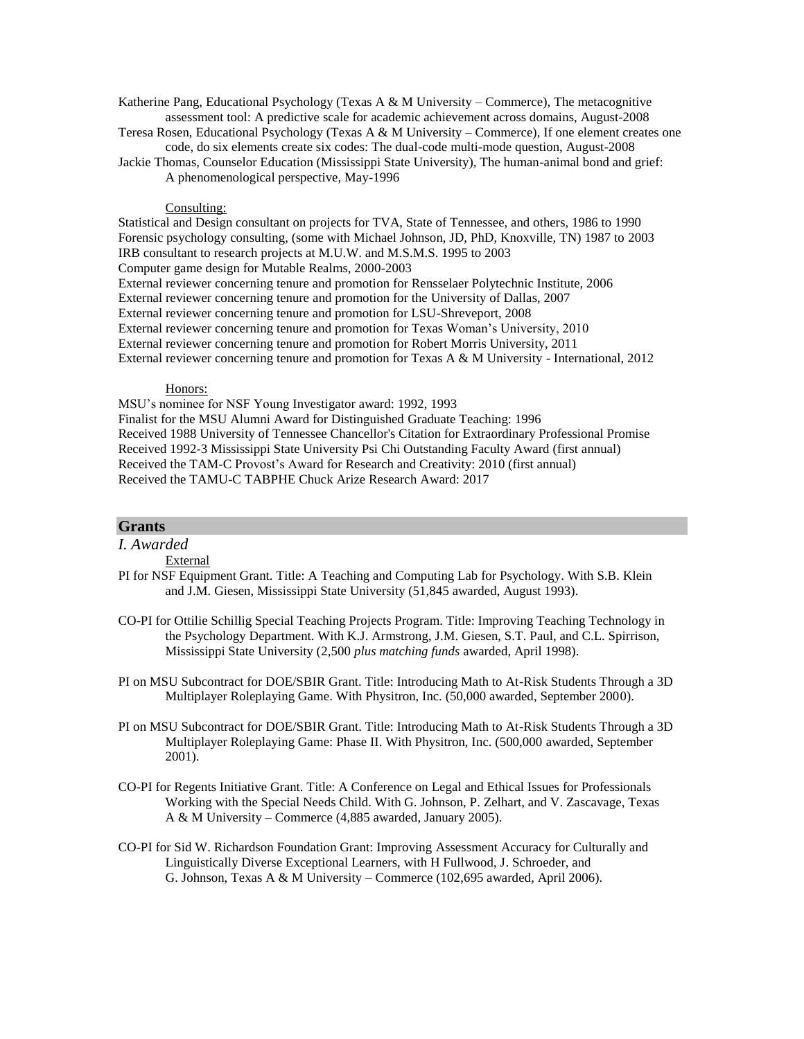Katherine Pang, Educational Psychology (Texas A & M University – Commerce), The metacognitive assessment tool: A predictive scale for academic achievement across domains, August-2008

Teresa Rosen, Educational Psychology (Texas A & M University – Commerce), If one element creates one code, do six elements create six codes: The dual-code multi-mode question, August-2008

Jackie Thomas, Counselor Education (Mississippi State University), The human-animal bond and grief: A phenomenological perspective, May-1996

Consulting:

Statistical and Design consultant on projects for TVA, State of Tennessee, and others, 1986 to 1990
Forensic psychology consulting, (some with Michael Johnson, JD, PhD, Knoxville, TN) 1987 to 2003
IRB consultant to research projects at M.U.W. and M.S.M.S. 1995 to 2003
Computer game design for Mutable Realms, 2000-2003
External reviewer concerning tenure and promotion for Rensselaer Polytechnic Institute, 2006
External reviewer concerning tenure and promotion for the University of Dallas, 2007
External reviewer concerning tenure and promotion for LSU-Shreveport, 2008
External reviewer concerning tenure and promotion for Texas Woman's University, 2010
External reviewer concerning tenure and promotion for Robert Morris University, 2011
External reviewer concerning tenure and promotion for Texas A & M University - International, 2012

Honors:

MSU's nominee for NSF Young Investigator award: 1992, 1993
Finalist for the MSU Alumni Award for Distinguished Graduate Teaching: 1996
Received 1988 University of Tennessee Chancellor's Citation for Extraordinary Professional Promise
Received 1992-3 Mississippi State University Psi Chi Outstanding Faculty Award (first annual)
Received the TAM-C Provost's Award for Research and Creativity: 2010 (first annual)
Received the TAMU-C TABPHE Chuck Arize Research Award: 2017

## Grants

*I. Awarded*

External

PI for NSF Equipment Grant. Title: A Teaching and Computing Lab for Psychology. With S.B. Klein and J.M. Giesen, Mississippi State University (51,845 awarded, August 1993).

CO-PI for Ottilie Schillig Special Teaching Projects Program. Title: Improving Teaching Technology in the Psychology Department. With K.J. Armstrong, J.M. Giesen, S.T. Paul, and C.L. Spirrison, Mississippi State University (2,500 *plus matching funds* awarded, April 1998).

PI on MSU Subcontract for DOE/SBIR Grant. Title: Introducing Math to At-Risk Students Through a 3D Multiplayer Roleplaying Game. With Physitron, Inc. (50,000 awarded, September 2000).

PI on MSU Subcontract for DOE/SBIR Grant. Title: Introducing Math to At-Risk Students Through a 3D Multiplayer Roleplaying Game: Phase II. With Physitron, Inc. (500,000 awarded, September 2001).

CO-PI for Regents Initiative Grant. Title: A Conference on Legal and Ethical Issues for Professionals Working with the Special Needs Child. With G. Johnson, P. Zelhart, and V. Zascavage, Texas A & M University – Commerce (4,885 awarded, January 2005).

CO-PI for Sid W. Richardson Foundation Grant: Improving Assessment Accuracy for Culturally and Linguistically Diverse Exceptional Learners, with H Fullwood, J. Schroeder, and G. Johnson, Texas A & M University – Commerce (102,695 awarded, April 2006).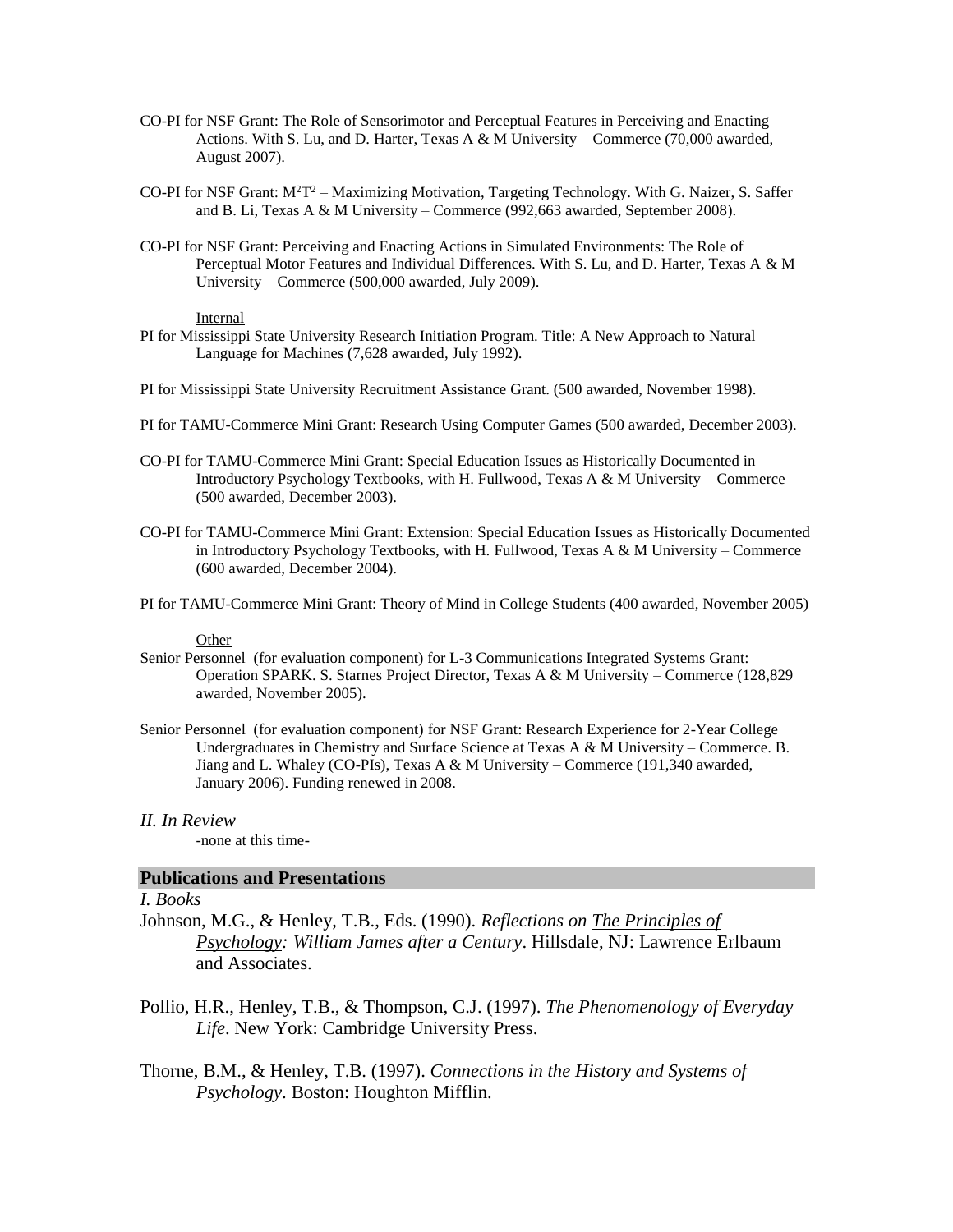CO-PI for NSF Grant: The Role of Sensorimotor and Perceptual Features in Perceiving and Enacting Actions. With S. Lu, and D. Harter, Texas A & M University – Commerce (70,000 awarded, August 2007).

CO-PI for NSF Grant: $M^2T^2$ – Maximizing Motivation, Targeting Technology. With G. Naizer, S. Saffer and B. Li, Texas A & M University – Commerce (992,663 awarded, September 2008).

CO-PI for NSF Grant: Perceiving and Enacting Actions in Simulated Environments: The Role of Perceptual Motor Features and Individual Differences. With S. Lu, and D. Harter, Texas A & M University – Commerce (500,000 awarded, July 2009).

Internal

PI for Mississippi State University Research Initiation Program. Title: A New Approach to Natural Language for Machines (7,628 awarded, July 1992).

PI for Mississippi State University Recruitment Assistance Grant. (500 awarded, November 1998).

PI for TAMU-Commerce Mini Grant: Research Using Computer Games (500 awarded, December 2003).

CO-PI for TAMU-Commerce Mini Grant: Special Education Issues as Historically Documented in Introductory Psychology Textbooks, with H. Fullwood, Texas A & M University – Commerce (500 awarded, December 2003).

CO-PI for TAMU-Commerce Mini Grant: Extension: Special Education Issues as Historically Documented in Introductory Psychology Textbooks, with H. Fullwood, Texas A & M University – Commerce (600 awarded, December 2004).

PI for TAMU-Commerce Mini Grant: Theory of Mind in College Students (400 awarded, November 2005)

Other

Senior Personnel (for evaluation component) for L-3 Communications Integrated Systems Grant: Operation SPARK. S. Starnes Project Director, Texas A & M University – Commerce (128,829 awarded, November 2005).

Senior Personnel (for evaluation component) for NSF Grant: Research Experience for 2-Year College Undergraduates in Chemistry and Surface Science at Texas A & M University – Commerce. B. Jiang and L. Whaley (CO-PIs), Texas A & M University – Commerce (191,340 awarded, January 2006). Funding renewed in 2008.

*II. In Review*

-none at this time-

## Publications and Presentations

*I. Books*

Johnson, M.G., & Henley, T.B., Eds. (1990). *Reflections on The Principles of Psychology: William James after a Century*. Hillsdale, NJ: Lawrence Erlbaum and Associates.

Pollio, H.R., Henley, T.B., & Thompson, C.J. (1997). *The Phenomenology of Everyday Life*. New York: Cambridge University Press.

Thorne, B.M., & Henley, T.B. (1997). *Connections in the History and Systems of Psychology*. Boston: Houghton Mifflin.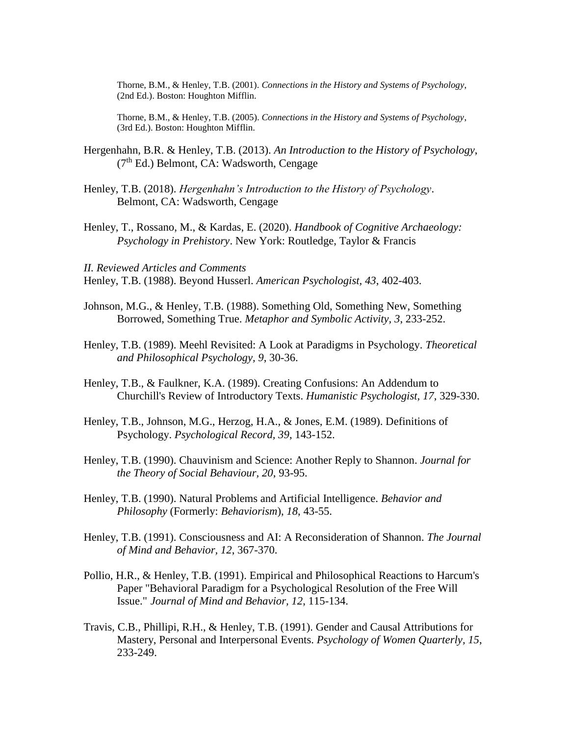Thorne, B.M., & Henley, T.B. (2001). *Connections in the History and Systems of Psychology,* (2nd Ed.). Boston: Houghton Mifflin.

Thorne, B.M., & Henley, T.B. (2005). *Connections in the History and Systems of Psychology*, (3rd Ed.). Boston: Houghton Mifflin.

Hergenhahn, B.R. & Henley, T.B. (2013). *An Introduction to the History of Psychology*, (7th Ed.) Belmont, CA: Wadsworth, Cengage

Henley, T.B. (2018). *Hergenhahn's Introduction to the History of Psychology*. Belmont, CA: Wadsworth, Cengage

Henley, T., Rossano, M., & Kardas, E. (2020). *Handbook of Cognitive Archaeology: Psychology in Prehistory*. New York: Routledge, Taylor & Francis

*II. Reviewed Articles and Comments*

Henley, T.B. (1988). Beyond Husserl. *American Psychologist, 43*, 402-403.

Johnson, M.G., & Henley, T.B. (1988). Something Old, Something New, Something Borrowed, Something True. *Metaphor and Symbolic Activity, 3*, 233-252.

Henley, T.B. (1989). Meehl Revisited: A Look at Paradigms in Psychology. *Theoretical and Philosophical Psychology, 9*, 30-36.

Henley, T.B., & Faulkner, K.A. (1989). Creating Confusions: An Addendum to Churchill's Review of Introductory Texts. *Humanistic Psychologist, 17*, 329-330.

Henley, T.B., Johnson, M.G., Herzog, H.A., & Jones, E.M. (1989). Definitions of Psychology. *Psychological Record, 39*, 143-152.

Henley, T.B. (1990). Chauvinism and Science: Another Reply to Shannon. *Journal for the Theory of Social Behaviour, 20*, 93-95.

Henley, T.B. (1990). Natural Problems and Artificial Intelligence. *Behavior and Philosophy* (Formerly: *Behaviorism*), *18*, 43-55.

Henley, T.B. (1991). Consciousness and AI: A Reconsideration of Shannon. *The Journal of Mind and Behavior, 12*, 367-370.

Pollio, H.R., & Henley, T.B. (1991). Empirical and Philosophical Reactions to Harcum's Paper "Behavioral Paradigm for a Psychological Resolution of the Free Will Issue." *Journal of Mind and Behavior, 12*, 115-134.

Travis, C.B., Phillipi, R.H., & Henley, T.B. (1991). Gender and Causal Attributions for Mastery, Personal and Interpersonal Events. *Psychology of Women Quarterly, 15*, 233-249.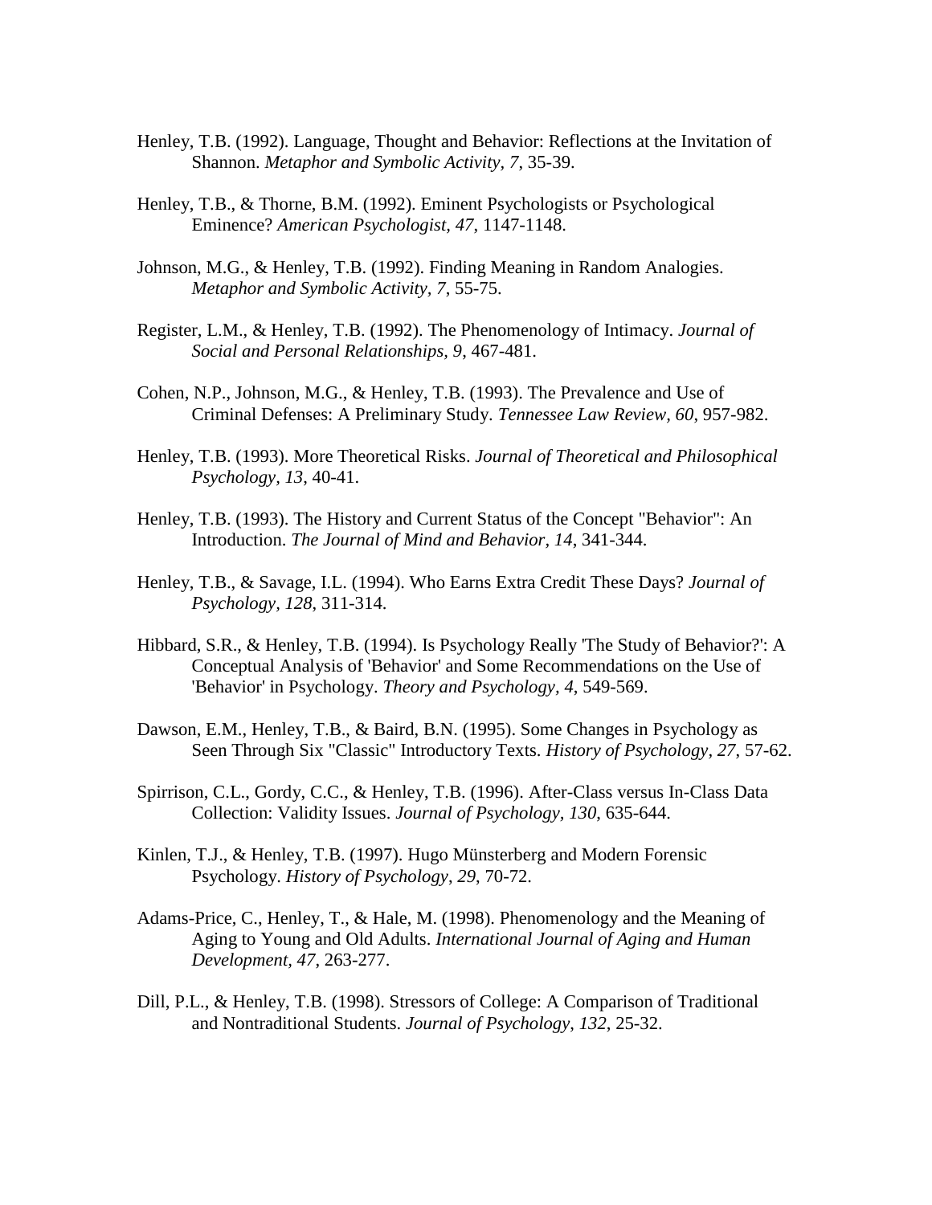Henley, T.B. (1992). Language, Thought and Behavior: Reflections at the Invitation of Shannon. *Metaphor and Symbolic Activity, 7*, 35-39.

Henley, T.B., & Thorne, B.M. (1992). Eminent Psychologists or Psychological Eminence? *American Psychologist, 47*, 1147-1148.

Johnson, M.G., & Henley, T.B. (1992). Finding Meaning in Random Analogies. *Metaphor and Symbolic Activity, 7*, 55-75.

Register, L.M., & Henley, T.B. (1992). The Phenomenology of Intimacy. *Journal of Social and Personal Relationships, 9*, 467-481.

Cohen, N.P., Johnson, M.G., & Henley, T.B. (1993). The Prevalence and Use of Criminal Defenses: A Preliminary Study. *Tennessee Law Review, 60*, 957-982.

Henley, T.B. (1993). More Theoretical Risks. *Journal of Theoretical and Philosophical Psychology, 13*, 40-41.

Henley, T.B. (1993). The History and Current Status of the Concept "Behavior": An Introduction. *The Journal of Mind and Behavior, 14*, 341-344.

Henley, T.B., & Savage, I.L. (1994). Who Earns Extra Credit These Days? *Journal of Psychology, 128*, 311-314.

Hibbard, S.R., & Henley, T.B. (1994). Is Psychology Really 'The Study of Behavior?': A Conceptual Analysis of 'Behavior' and Some Recommendations on the Use of 'Behavior' in Psychology. *Theory and Psychology, 4*, 549-569.

Dawson, E.M., Henley, T.B., & Baird, B.N. (1995). Some Changes in Psychology as Seen Through Six "Classic" Introductory Texts. *History of Psychology, 27*, 57-62.

Spirrison, C.L., Gordy, C.C., & Henley, T.B. (1996). After-Class versus In-Class Data Collection: Validity Issues. *Journal of Psychology, 130*, 635-644.

Kinlen, T.J., & Henley, T.B. (1997). Hugo Münsterberg and Modern Forensic Psychology. *History of Psychology, 29*, 70-72.

Adams-Price, C., Henley, T., & Hale, M. (1998). Phenomenology and the Meaning of Aging to Young and Old Adults. *International Journal of Aging and Human Development, 47*, 263-277.

Dill, P.L., & Henley, T.B. (1998). Stressors of College: A Comparison of Traditional and Nontraditional Students. *Journal of Psychology, 132*, 25-32.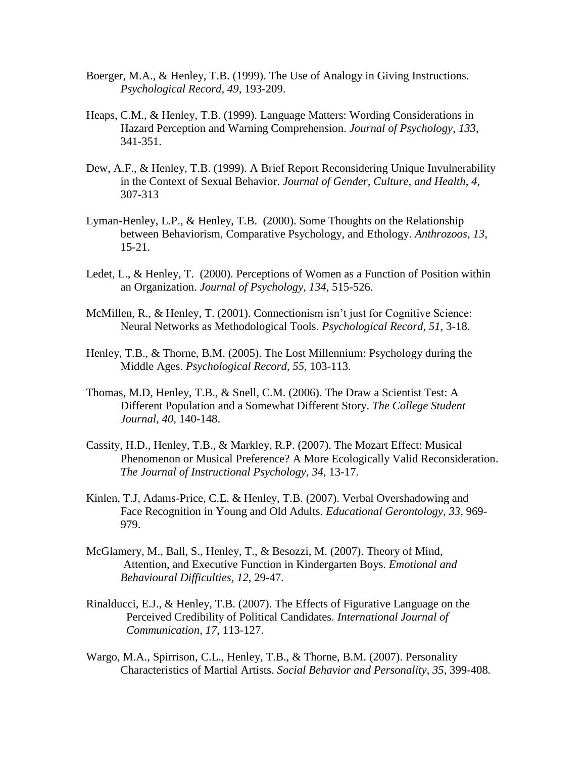Boerger, M.A., & Henley, T.B. (1999). The Use of Analogy in Giving Instructions. *Psychological Record*, *49*, 193-209.

Heaps, C.M., & Henley, T.B. (1999). Language Matters: Wording Considerations in Hazard Perception and Warning Comprehension. *Journal of Psychology*, *133*, 341-351.

Dew, A.F., & Henley, T.B. (1999). A Brief Report Reconsidering Unique Invulnerability in the Context of Sexual Behavior. *Journal of Gender, Culture, and Health*, *4*, 307-313

Lyman-Henley, L.P., & Henley, T.B. (2000). Some Thoughts on the Relationship between Behaviorism, Comparative Psychology, and Ethology. *Anthrozoos*, *13*, 15-21.

Ledet, L., & Henley, T. (2000). Perceptions of Women as a Function of Position within an Organization. *Journal of Psychology*, *134*, 515-526.

McMillen, R., & Henley, T. (2001). Connectionism isn't just for Cognitive Science: Neural Networks as Methodological Tools. *Psychological Record*, *51*, 3-18.

Henley, T.B., & Thorne, B.M. (2005). The Lost Millennium: Psychology during the Middle Ages. *Psychological Record*, *55*, 103-113.

Thomas, M.D, Henley, T.B., & Snell, C.M. (2006). The Draw a Scientist Test: A Different Population and a Somewhat Different Story. *The College Student Journal*, *40*, 140-148.

Cassity, H.D., Henley, T.B., & Markley, R.P. (2007). The Mozart Effect: Musical Phenomenon or Musical Preference? A More Ecologically Valid Reconsideration. *The Journal of Instructional Psychology, 34*, 13-17.

Kinlen, T.J, Adams-Price, C.E. & Henley, T.B. (2007). Verbal Overshadowing and Face Recognition in Young and Old Adults. *Educational Gerontology*, *33*, 969-979.

McGlamery, M., Ball, S., Henley, T., & Besozzi, M. (2007). Theory of Mind, Attention, and Executive Function in Kindergarten Boys. *Emotional and Behavioural Difficulties, 12*, 29-47.

Rinalducci, E.J., & Henley, T.B. (2007). The Effects of Figurative Language on the Perceived Credibility of Political Candidates. *International Journal of Communication, 17*, 113-127.

Wargo, M.A., Spirrison, C.L., Henley, T.B., & Thorne, B.M. (2007). Personality Characteristics of Martial Artists. *Social Behavior and Personality, 35*, 399-408.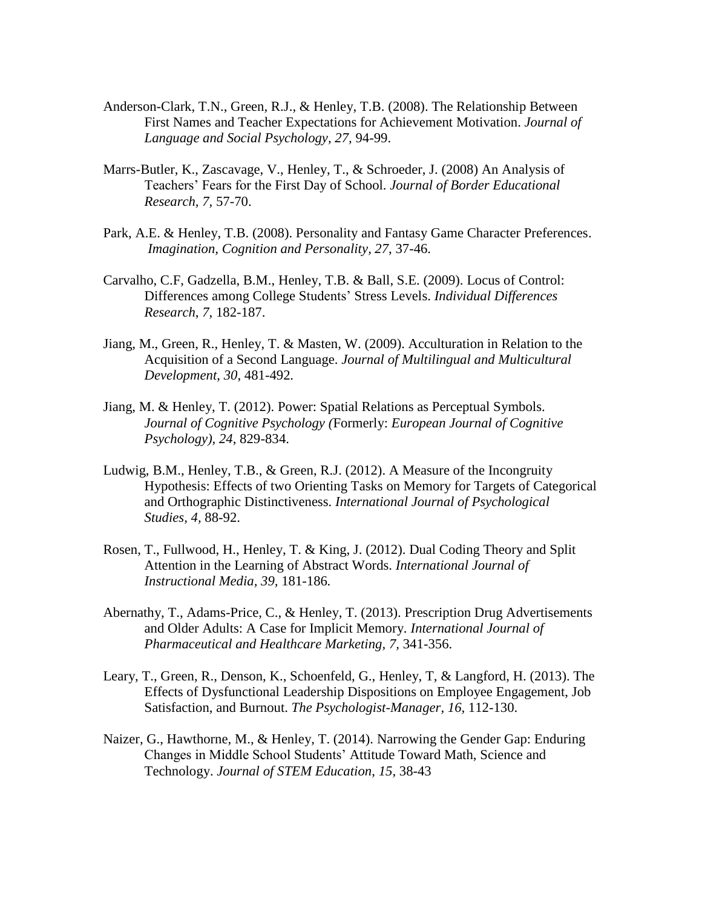Anderson-Clark, T.N., Green, R.J., & Henley, T.B. (2008). The Relationship Between First Names and Teacher Expectations for Achievement Motivation. *Journal of Language and Social Psychology, 27,* 94-99.

Marrs-Butler, K., Zascavage, V., Henley, T., & Schroeder, J. (2008) An Analysis of Teachers' Fears for the First Day of School. *Journal of Border Educational Research, 7,* 57-70.

Park, A.E. & Henley, T.B. (2008). Personality and Fantasy Game Character Preferences. *Imagination, Cognition and Personality, 27*, 37-46.

Carvalho, C.F, Gadzella, B.M., Henley, T.B. & Ball, S.E. (2009). Locus of Control: Differences among College Students' Stress Levels. *Individual Differences Research, 7,* 182-187.

Jiang, M., Green, R., Henley, T. & Masten, W. (2009). Acculturation in Relation to the Acquisition of a Second Language. *Journal of Multilingual and Multicultural Development, 30*, 481-492.

Jiang, M. & Henley, T. (2012). Power: Spatial Relations as Perceptual Symbols. *Journal of Cognitive Psychology (*Formerly: *European Journal of Cognitive Psychology), 24*, 829-834.

Ludwig, B.M., Henley, T.B., & Green, R.J. (2012). A Measure of the Incongruity Hypothesis: Effects of two Orienting Tasks on Memory for Targets of Categorical and Orthographic Distinctiveness. *International Journal of Psychological Studies, 4*, 88-92.

Rosen, T., Fullwood, H., Henley, T. & King, J. (2012). Dual Coding Theory and Split Attention in the Learning of Abstract Words. *International Journal of Instructional Media, 39,* 181-186.

Abernathy, T., Adams-Price, C., & Henley, T. (2013). Prescription Drug Advertisements and Older Adults: A Case for Implicit Memory. *International Journal of Pharmaceutical and Healthcare Marketing, 7,* 341-356.

Leary, T., Green, R., Denson, K., Schoenfeld, G., Henley, T, & Langford, H. (2013). The Effects of Dysfunctional Leadership Dispositions on Employee Engagement, Job Satisfaction, and Burnout. *The Psychologist-Manager, 16,* 112-130.

Naizer, G., Hawthorne, M., & Henley, T. (2014). Narrowing the Gender Gap: Enduring Changes in Middle School Students' Attitude Toward Math, Science and Technology. *Journal of STEM Education, 15*, 38-43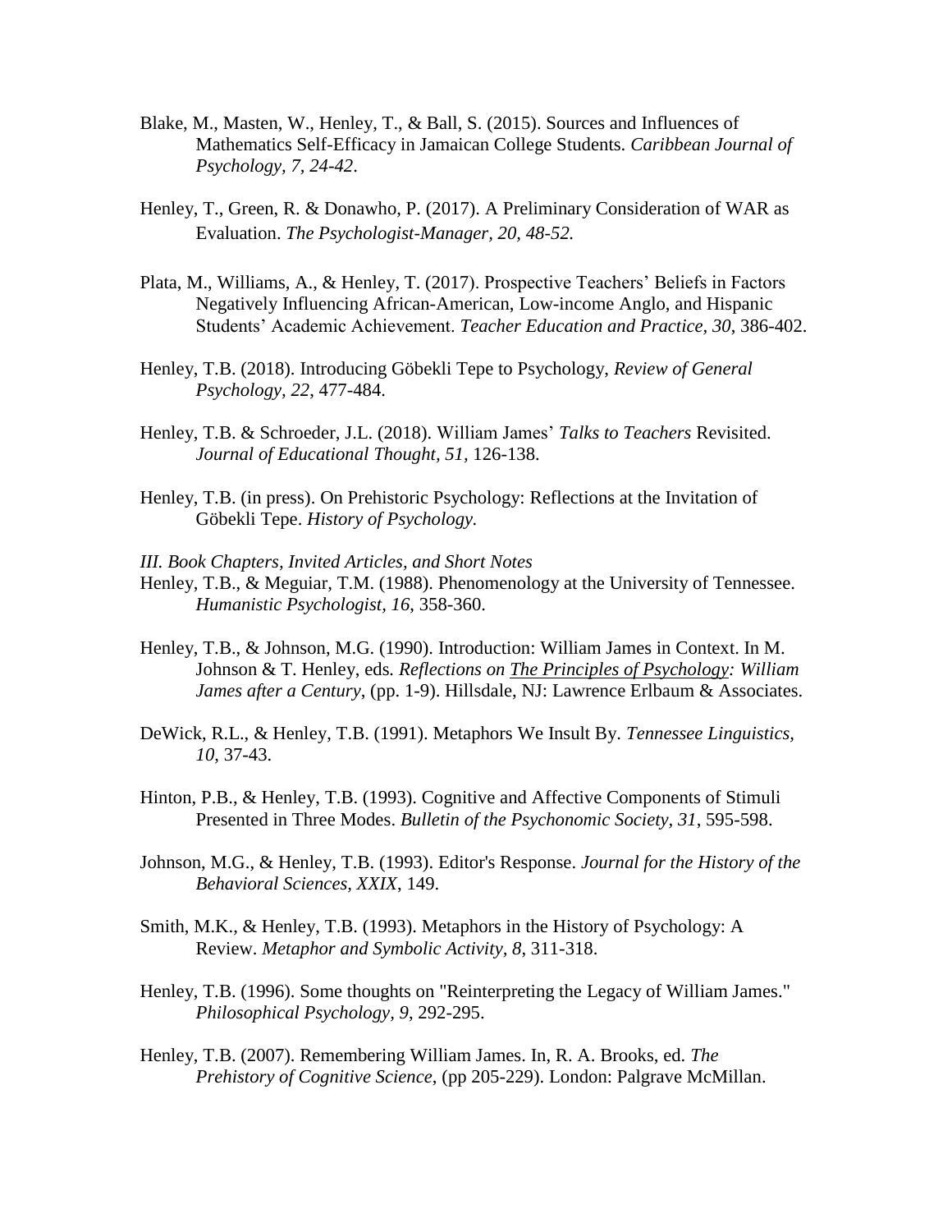Blake, M., Masten, W., Henley, T., & Ball, S. (2015). Sources and Influences of Mathematics Self-Efficacy in Jamaican College Students. *Caribbean Journal of Psychology, 7, 24-42*.

Henley, T., Green, R. & Donawho, P. (2017). A Preliminary Consideration of WAR as Evaluation. *The Psychologist-Manager, 20, 48-52.*

Plata, M., Williams, A., & Henley, T. (2017). Prospective Teachers' Beliefs in Factors Negatively Influencing African-American, Low-income Anglo, and Hispanic Students' Academic Achievement. *Teacher Education and Practice*, *30*, 386-402.

Henley, T.B. (2018). Introducing Göbekli Tepe to Psychology, *Review of General Psychology, 22*, 477-484.

Henley, T.B. & Schroeder, J.L. (2018). William James' *Talks to Teachers* Revisited. *Journal of Educational Thought, 51*, 126-138.

Henley, T.B. (in press). On Prehistoric Psychology: Reflections at the Invitation of Göbekli Tepe. *History of Psychology.*

*III. Book Chapters, Invited Articles, and Short Notes*

Henley, T.B., & Meguiar, T.M. (1988). Phenomenology at the University of Tennessee. *Humanistic Psychologist, 16*, 358-360.

Henley, T.B., & Johnson, M.G. (1990). Introduction: William James in Context. In M. Johnson & T. Henley, eds. *Reflections on The Principles of Psychology: William James after a Century*, (pp. 1-9). Hillsdale, NJ: Lawrence Erlbaum & Associates.

DeWick, R.L., & Henley, T.B. (1991). Metaphors We Insult By. *Tennessee Linguistics, 10*, 37-43.

Hinton, P.B., & Henley, T.B. (1993). Cognitive and Affective Components of Stimuli Presented in Three Modes. *Bulletin of the Psychonomic Society*, *31*, 595-598.

Johnson, M.G., & Henley, T.B. (1993). Editor's Response. *Journal for the History of the Behavioral Sciences, XXIX*, 149.

Smith, M.K., & Henley, T.B. (1993). Metaphors in the History of Psychology: A Review. *Metaphor and Symbolic Activity, 8*, 311-318.

Henley, T.B. (1996). Some thoughts on "Reinterpreting the Legacy of William James." *Philosophical Psychology, 9*, 292-295.

Henley, T.B. (2007). Remembering William James. In, R. A. Brooks, ed. *The Prehistory of Cognitive Science*, (pp 205-229). London: Palgrave McMillan.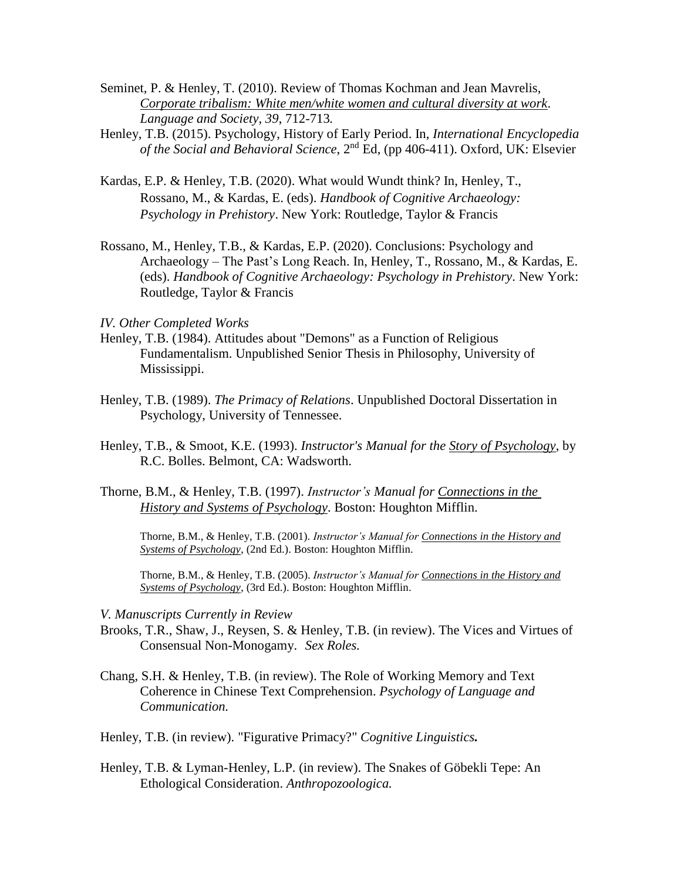Seminet, P. & Henley, T. (2010). Review of Thomas Kochman and Jean Mavrelis, *Corporate tribalism: White men/white women and cultural diversity at work*. *Language and Society, 39*, 712-713.

Henley, T.B. (2015). Psychology, History of Early Period. In, *International Encyclopedia of the Social and Behavioral Science*, 2nd Ed, (pp 406-411). Oxford, UK: Elsevier

Kardas, E.P. & Henley, T.B. (2020). What would Wundt think? In, Henley, T., Rossano, M., & Kardas, E. (eds). *Handbook of Cognitive Archaeology: Psychology in Prehistory*. New York: Routledge, Taylor & Francis

Rossano, M., Henley, T.B., & Kardas, E.P. (2020). Conclusions: Psychology and Archaeology – The Past's Long Reach. In, Henley, T., Rossano, M., & Kardas, E. (eds). *Handbook of Cognitive Archaeology: Psychology in Prehistory*. New York: Routledge, Taylor & Francis

*IV. Other Completed Works*

Henley, T.B. (1984). Attitudes about "Demons" as a Function of Religious Fundamentalism. Unpublished Senior Thesis in Philosophy, University of Mississippi.

Henley, T.B. (1989). *The Primacy of Relations*. Unpublished Doctoral Dissertation in Psychology, University of Tennessee.

Henley, T.B., & Smoot, K.E. (1993). *Instructor's Manual for the Story of Psychology*, by R.C. Bolles. Belmont, CA: Wadsworth.

Thorne, B.M., & Henley, T.B. (1997). *Instructor's Manual for Connections in the History and Systems of Psychology*. Boston: Houghton Mifflin.

Thorne, B.M., & Henley, T.B. (2001). *Instructor's Manual for Connections in the History and Systems of Psychology*, (2nd Ed.). Boston: Houghton Mifflin.

Thorne, B.M., & Henley, T.B. (2005). *Instructor's Manual for Connections in the History and Systems of Psychology*, (3rd Ed.). Boston: Houghton Mifflin.

*V. Manuscripts Currently in Review*

Brooks, T.R., Shaw, J., Reysen, S. & Henley, T.B. (in review). The Vices and Virtues of Consensual Non-Monogamy. *Sex Roles.*

Chang, S.H. & Henley, T.B. (in review). The Role of Working Memory and Text Coherence in Chinese Text Comprehension. *Psychology of Language and Communication.*

Henley, T.B. (in review). "Figurative Primacy?" *Cognitive Linguistics.*

Henley, T.B. & Lyman-Henley, L.P. (in review). The Snakes of Göbekli Tepe: An Ethological Consideration. *Anthropozoologica.*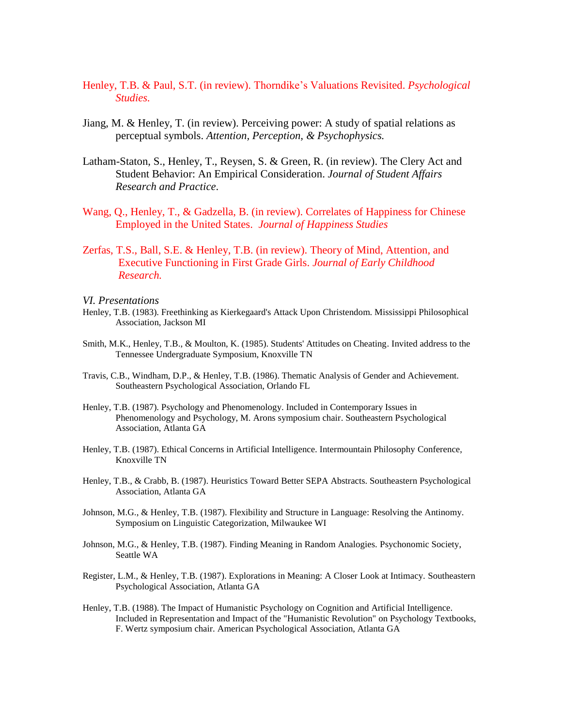Henley, T.B. & Paul, S.T. (in review). Thorndike's Valuations Revisited. *Psychological Studies.*

Jiang, M. & Henley, T. (in review). Perceiving power: A study of spatial relations as perceptual symbols. *Attention, Perception, & Psychophysics.*

Latham-Staton, S., Henley, T., Reysen, S. & Green, R. (in review). The Clery Act and Student Behavior: An Empirical Consideration. *Journal of Student Affairs Research and Practice*.

Wang, Q., Henley, T., & Gadzella, B. (in review). Correlates of Happiness for Chinese Employed in the United States. *Journal of Happiness Studies*

Zerfas, T.S., Ball, S.E. & Henley, T.B. (in review). Theory of Mind, Attention, and Executive Functioning in First Grade Girls. *Journal of Early Childhood Research.*

## *VI. Presentations*

Henley, T.B. (1983). Freethinking as Kierkegaard's Attack Upon Christendom. Mississippi Philosophical Association, Jackson MI

Smith, M.K., Henley, T.B., & Moulton, K. (1985). Students' Attitudes on Cheating. Invited address to the Tennessee Undergraduate Symposium, Knoxville TN

Travis, C.B., Windham, D.P., & Henley, T.B. (1986). Thematic Analysis of Gender and Achievement. Southeastern Psychological Association, Orlando FL

Henley, T.B. (1987). Psychology and Phenomenology. Included in Contemporary Issues in Phenomenology and Psychology, M. Arons symposium chair. Southeastern Psychological Association, Atlanta GA

Henley, T.B. (1987). Ethical Concerns in Artificial Intelligence. Intermountain Philosophy Conference, Knoxville TN

Henley, T.B., & Crabb, B. (1987). Heuristics Toward Better SEPA Abstracts. Southeastern Psychological Association, Atlanta GA

Johnson, M.G., & Henley, T.B. (1987). Flexibility and Structure in Language: Resolving the Antinomy. Symposium on Linguistic Categorization, Milwaukee WI

Johnson, M.G., & Henley, T.B. (1987). Finding Meaning in Random Analogies. Psychonomic Society, Seattle WA

Register, L.M., & Henley, T.B. (1987). Explorations in Meaning: A Closer Look at Intimacy. Southeastern Psychological Association, Atlanta GA

Henley, T.B. (1988). The Impact of Humanistic Psychology on Cognition and Artificial Intelligence. Included in Representation and Impact of the "Humanistic Revolution" on Psychology Textbooks, F. Wertz symposium chair. American Psychological Association, Atlanta GA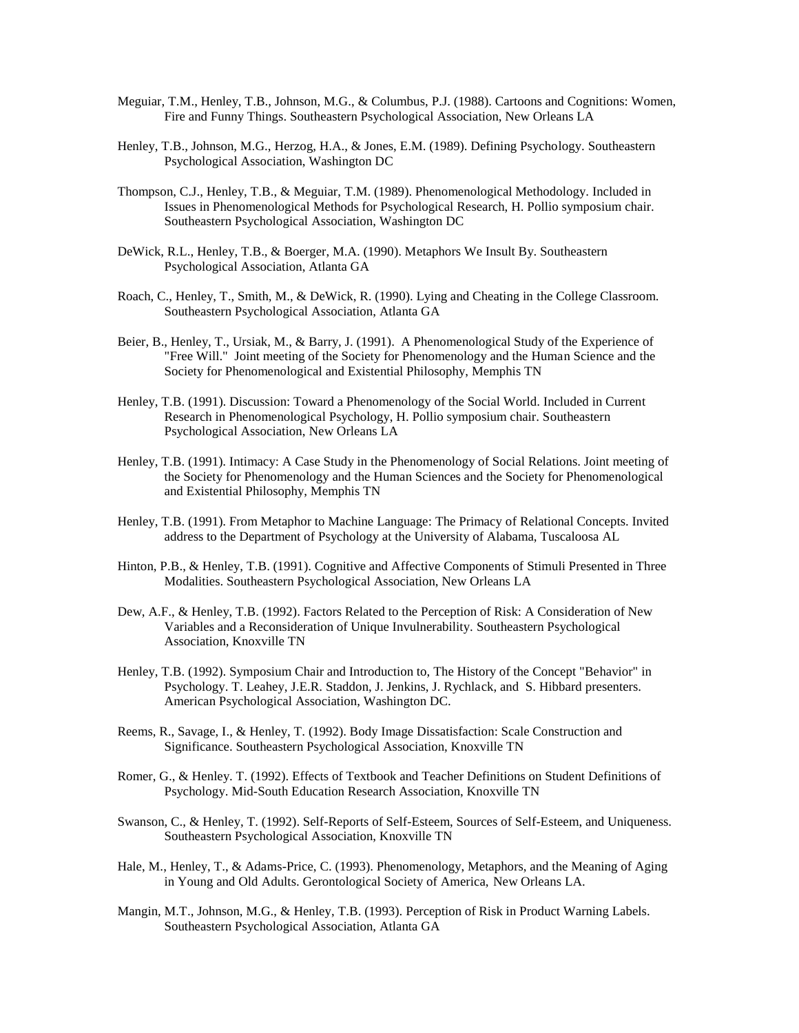Meguiar, T.M., Henley, T.B., Johnson, M.G., & Columbus, P.J. (1988). Cartoons and Cognitions: Women, Fire and Funny Things. Southeastern Psychological Association, New Orleans LA

Henley, T.B., Johnson, M.G., Herzog, H.A., & Jones, E.M. (1989). Defining Psychology. Southeastern Psychological Association, Washington DC

Thompson, C.J., Henley, T.B., & Meguiar, T.M. (1989). Phenomenological Methodology. Included in Issues in Phenomenological Methods for Psychological Research, H. Pollio symposium chair. Southeastern Psychological Association, Washington DC

DeWick, R.L., Henley, T.B., & Boerger, M.A. (1990). Metaphors We Insult By. Southeastern Psychological Association, Atlanta GA

Roach, C., Henley, T., Smith, M., & DeWick, R. (1990). Lying and Cheating in the College Classroom. Southeastern Psychological Association, Atlanta GA

Beier, B., Henley, T., Ursiak, M., & Barry, J. (1991). A Phenomenological Study of the Experience of "Free Will." Joint meeting of the Society for Phenomenology and the Human Science and the Society for Phenomenological and Existential Philosophy, Memphis TN

Henley, T.B. (1991). Discussion: Toward a Phenomenology of the Social World. Included in Current Research in Phenomenological Psychology, H. Pollio symposium chair. Southeastern Psychological Association, New Orleans LA

Henley, T.B. (1991). Intimacy: A Case Study in the Phenomenology of Social Relations. Joint meeting of the Society for Phenomenology and the Human Sciences and the Society for Phenomenological and Existential Philosophy, Memphis TN

Henley, T.B. (1991). From Metaphor to Machine Language: The Primacy of Relational Concepts. Invited address to the Department of Psychology at the University of Alabama, Tuscaloosa AL

Hinton, P.B., & Henley, T.B. (1991). Cognitive and Affective Components of Stimuli Presented in Three Modalities. Southeastern Psychological Association, New Orleans LA

Dew, A.F., & Henley, T.B. (1992). Factors Related to the Perception of Risk: A Consideration of New Variables and a Reconsideration of Unique Invulnerability. Southeastern Psychological Association, Knoxville TN

Henley, T.B. (1992). Symposium Chair and Introduction to, The History of the Concept "Behavior" in Psychology. T. Leahey, J.E.R. Staddon, J. Jenkins, J. Rychlack, and S. Hibbard presenters. American Psychological Association, Washington DC.

Reems, R., Savage, I., & Henley, T. (1992). Body Image Dissatisfaction: Scale Construction and Significance. Southeastern Psychological Association, Knoxville TN

Romer, G., & Henley. T. (1992). Effects of Textbook and Teacher Definitions on Student Definitions of Psychology. Mid-South Education Research Association, Knoxville TN

Swanson, C., & Henley, T. (1992). Self-Reports of Self-Esteem, Sources of Self-Esteem, and Uniqueness. Southeastern Psychological Association, Knoxville TN

Hale, M., Henley, T., & Adams-Price, C. (1993). Phenomenology, Metaphors, and the Meaning of Aging in Young and Old Adults. Gerontological Society of America, New Orleans LA.

Mangin, M.T., Johnson, M.G., & Henley, T.B. (1993). Perception of Risk in Product Warning Labels. Southeastern Psychological Association, Atlanta GA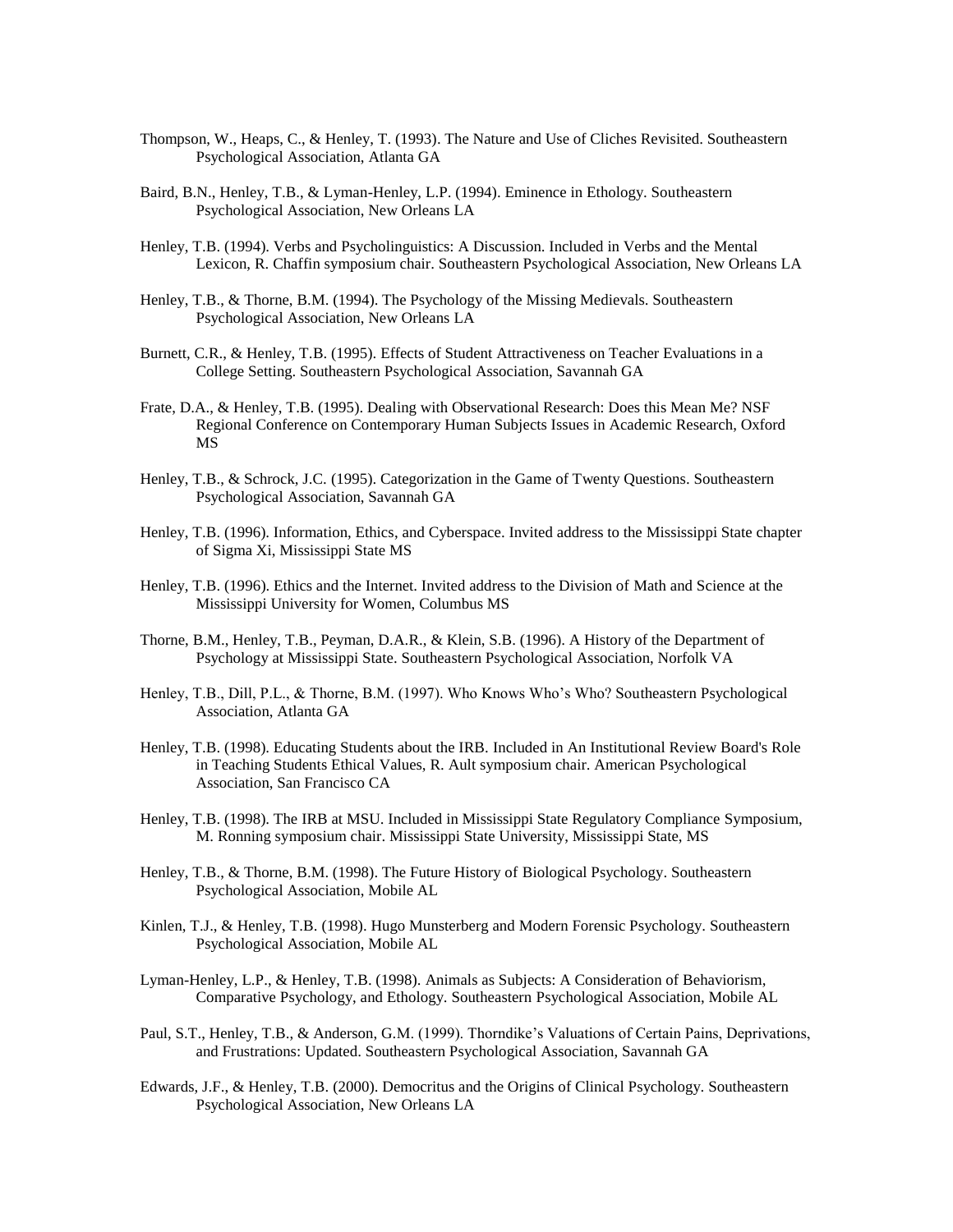Thompson, W., Heaps, C., & Henley, T. (1993). The Nature and Use of Cliches Revisited. Southeastern Psychological Association, Atlanta GA

Baird, B.N., Henley, T.B., & Lyman-Henley, L.P. (1994). Eminence in Ethology. Southeastern Psychological Association, New Orleans LA

Henley, T.B. (1994). Verbs and Psycholinguistics: A Discussion. Included in Verbs and the Mental Lexicon, R. Chaffin symposium chair. Southeastern Psychological Association, New Orleans LA

Henley, T.B., & Thorne, B.M. (1994). The Psychology of the Missing Medievals. Southeastern Psychological Association, New Orleans LA

Burnett, C.R., & Henley, T.B. (1995). Effects of Student Attractiveness on Teacher Evaluations in a College Setting. Southeastern Psychological Association, Savannah GA

Frate, D.A., & Henley, T.B. (1995). Dealing with Observational Research: Does this Mean Me? NSF Regional Conference on Contemporary Human Subjects Issues in Academic Research, Oxford MS

Henley, T.B., & Schrock, J.C. (1995). Categorization in the Game of Twenty Questions. Southeastern Psychological Association, Savannah GA

Henley, T.B. (1996). Information, Ethics, and Cyberspace. Invited address to the Mississippi State chapter of Sigma Xi, Mississippi State MS

Henley, T.B. (1996). Ethics and the Internet. Invited address to the Division of Math and Science at the Mississippi University for Women, Columbus MS

Thorne, B.M., Henley, T.B., Peyman, D.A.R., & Klein, S.B. (1996). A History of the Department of Psychology at Mississippi State. Southeastern Psychological Association, Norfolk VA

Henley, T.B., Dill, P.L., & Thorne, B.M. (1997). Who Knows Who's Who? Southeastern Psychological Association, Atlanta GA

Henley, T.B. (1998). Educating Students about the IRB. Included in An Institutional Review Board's Role in Teaching Students Ethical Values, R. Ault symposium chair. American Psychological Association, San Francisco CA

Henley, T.B. (1998). The IRB at MSU. Included in Mississippi State Regulatory Compliance Symposium, M. Ronning symposium chair. Mississippi State University, Mississippi State, MS

Henley, T.B., & Thorne, B.M. (1998). The Future History of Biological Psychology. Southeastern Psychological Association, Mobile AL

Kinlen, T.J., & Henley, T.B. (1998). Hugo Munsterberg and Modern Forensic Psychology. Southeastern Psychological Association, Mobile AL

Lyman-Henley, L.P., & Henley, T.B. (1998). Animals as Subjects: A Consideration of Behaviorism, Comparative Psychology, and Ethology. Southeastern Psychological Association, Mobile AL

Paul, S.T., Henley, T.B., & Anderson, G.M. (1999). Thorndike's Valuations of Certain Pains, Deprivations, and Frustrations: Updated. Southeastern Psychological Association, Savannah GA

Edwards, J.F., & Henley, T.B. (2000). Democritus and the Origins of Clinical Psychology. Southeastern Psychological Association, New Orleans LA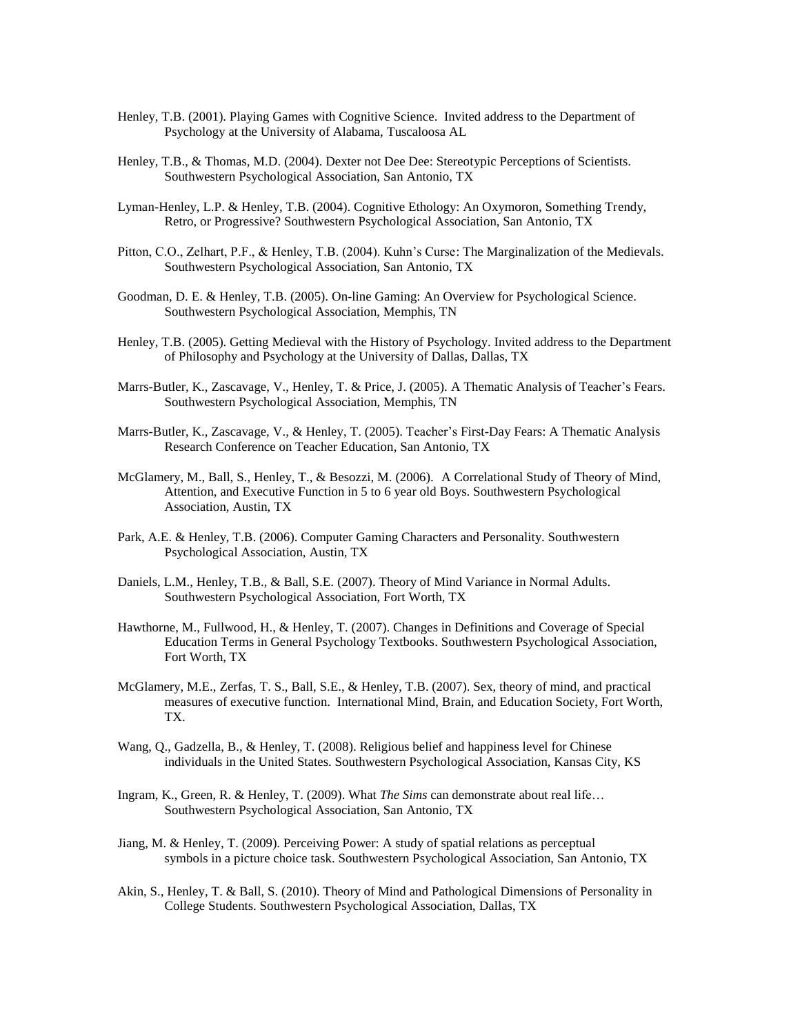Henley, T.B. (2001). Playing Games with Cognitive Science. Invited address to the Department of Psychology at the University of Alabama, Tuscaloosa AL

Henley, T.B., & Thomas, M.D. (2004). Dexter not Dee Dee: Stereotypic Perceptions of Scientists. Southwestern Psychological Association, San Antonio, TX

Lyman-Henley, L.P. & Henley, T.B. (2004). Cognitive Ethology: An Oxymoron, Something Trendy, Retro, or Progressive? Southwestern Psychological Association, San Antonio, TX

Pitton, C.O., Zelhart, P.F., & Henley, T.B. (2004). Kuhn's Curse: The Marginalization of the Medievals. Southwestern Psychological Association, San Antonio, TX

Goodman, D. E. & Henley, T.B. (2005). On-line Gaming: An Overview for Psychological Science. Southwestern Psychological Association, Memphis, TN

Henley, T.B. (2005). Getting Medieval with the History of Psychology. Invited address to the Department of Philosophy and Psychology at the University of Dallas, Dallas, TX

Marrs-Butler, K., Zascavage, V., Henley, T. & Price, J. (2005). A Thematic Analysis of Teacher's Fears. Southwestern Psychological Association, Memphis, TN

Marrs-Butler, K., Zascavage, V., & Henley, T. (2005). Teacher's First-Day Fears: A Thematic Analysis Research Conference on Teacher Education, San Antonio, TX

McGlamery, M., Ball, S., Henley, T., & Besozzi, M. (2006). A Correlational Study of Theory of Mind, Attention, and Executive Function in 5 to 6 year old Boys. Southwestern Psychological Association, Austin, TX

Park, A.E. & Henley, T.B. (2006). Computer Gaming Characters and Personality. Southwestern Psychological Association, Austin, TX

Daniels, L.M., Henley, T.B., & Ball, S.E. (2007). Theory of Mind Variance in Normal Adults. Southwestern Psychological Association, Fort Worth, TX

Hawthorne, M., Fullwood, H., & Henley, T. (2007). Changes in Definitions and Coverage of Special Education Terms in General Psychology Textbooks. Southwestern Psychological Association, Fort Worth, TX

McGlamery, M.E., Zerfas, T. S., Ball, S.E., & Henley, T.B. (2007). Sex, theory of mind, and practical measures of executive function. International Mind, Brain, and Education Society, Fort Worth, TX.

Wang, Q., Gadzella, B., & Henley, T. (2008). Religious belief and happiness level for Chinese individuals in the United States. Southwestern Psychological Association, Kansas City, KS

Ingram, K., Green, R. & Henley, T. (2009). What *The Sims* can demonstrate about real life… Southwestern Psychological Association, San Antonio, TX

Jiang, M. & Henley, T. (2009). Perceiving Power: A study of spatial relations as perceptual symbols in a picture choice task. Southwestern Psychological Association, San Antonio, TX

Akin, S., Henley, T. & Ball, S. (2010). Theory of Mind and Pathological Dimensions of Personality in College Students. Southwestern Psychological Association, Dallas, TX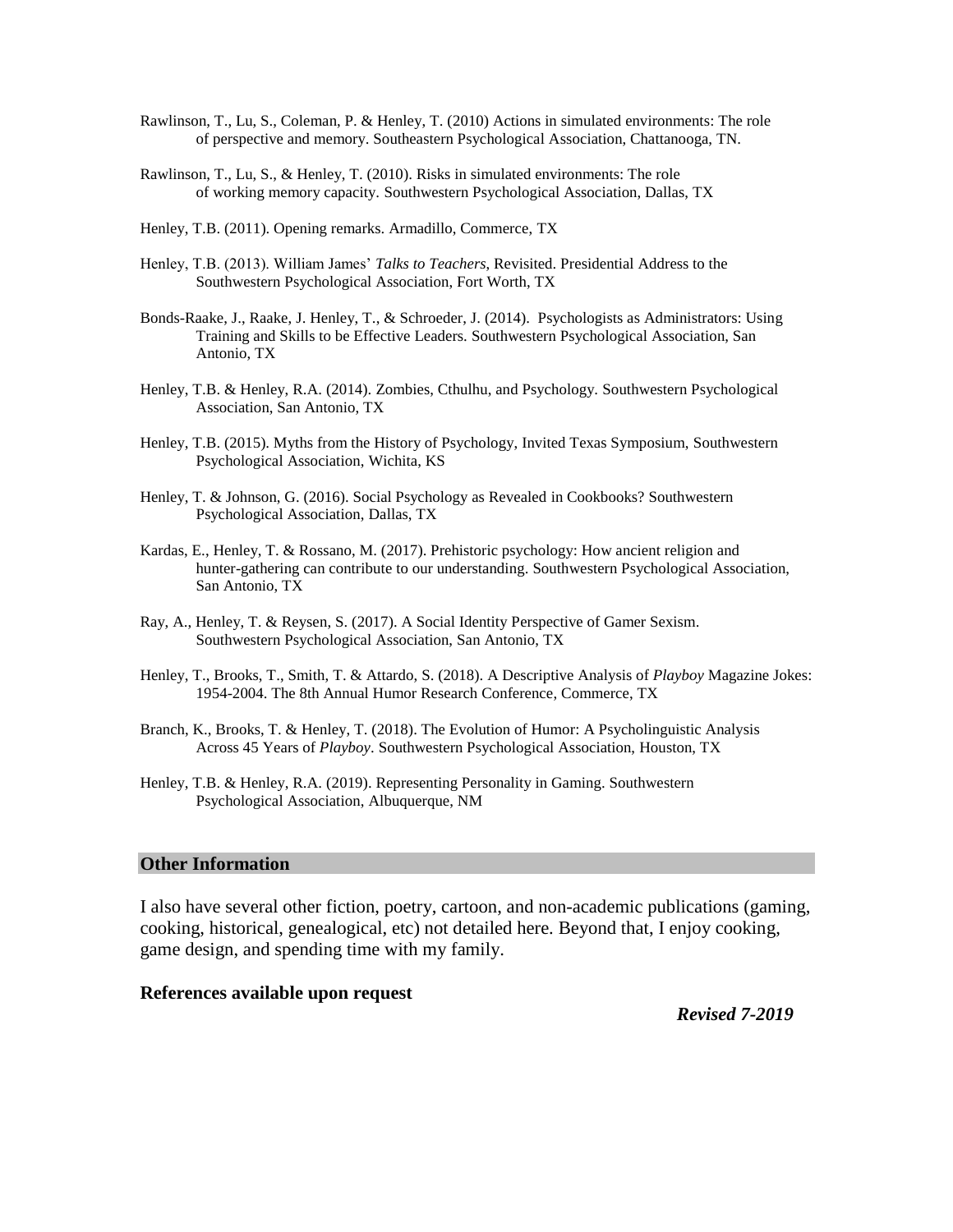Rawlinson, T., Lu, S., Coleman, P. & Henley, T. (2010) Actions in simulated environments: The role of perspective and memory. Southeastern Psychological Association, Chattanooga, TN.

Rawlinson, T., Lu, S., & Henley, T. (2010). Risks in simulated environments: The role of working memory capacity. Southwestern Psychological Association, Dallas, TX

Henley, T.B. (2011). Opening remarks. Armadillo, Commerce, TX

Henley, T.B. (2013). William James' *Talks to Teachers*, Revisited. Presidential Address to the Southwestern Psychological Association, Fort Worth, TX

Bonds-Raake, J., Raake, J. Henley, T., & Schroeder, J. (2014). Psychologists as Administrators: Using Training and Skills to be Effective Leaders. Southwestern Psychological Association, San Antonio, TX

Henley, T.B. & Henley, R.A. (2014). Zombies, Cthulhu, and Psychology. Southwestern Psychological Association, San Antonio, TX

Henley, T.B. (2015). Myths from the History of Psychology, Invited Texas Symposium, Southwestern Psychological Association, Wichita, KS

Henley, T. & Johnson, G. (2016). Social Psychology as Revealed in Cookbooks? Southwestern Psychological Association, Dallas, TX

Kardas, E., Henley, T. & Rossano, M. (2017). Prehistoric psychology: How ancient religion and hunter-gathering can contribute to our understanding. Southwestern Psychological Association, San Antonio, TX

Ray, A., Henley, T. & Reysen, S. (2017). A Social Identity Perspective of Gamer Sexism. Southwestern Psychological Association, San Antonio, TX

Henley, T., Brooks, T., Smith, T. & Attardo, S. (2018). A Descriptive Analysis of *Playboy* Magazine Jokes: 1954-2004. The 8th Annual Humor Research Conference, Commerce, TX

Branch, K., Brooks, T. & Henley, T. (2018). The Evolution of Humor: A Psycholinguistic Analysis Across 45 Years of *Playboy*. Southwestern Psychological Association, Houston, TX

Henley, T.B. & Henley, R.A. (2019). Representing Personality in Gaming. Southwestern Psychological Association, Albuquerque, NM

## Other Information

I also have several other fiction, poetry, cartoon, and non-academic publications (gaming, cooking, historical, genealogical, etc) not detailed here. Beyond that, I enjoy cooking, game design, and spending time with my family.

**References available upon request**

***Revised 7-2019***